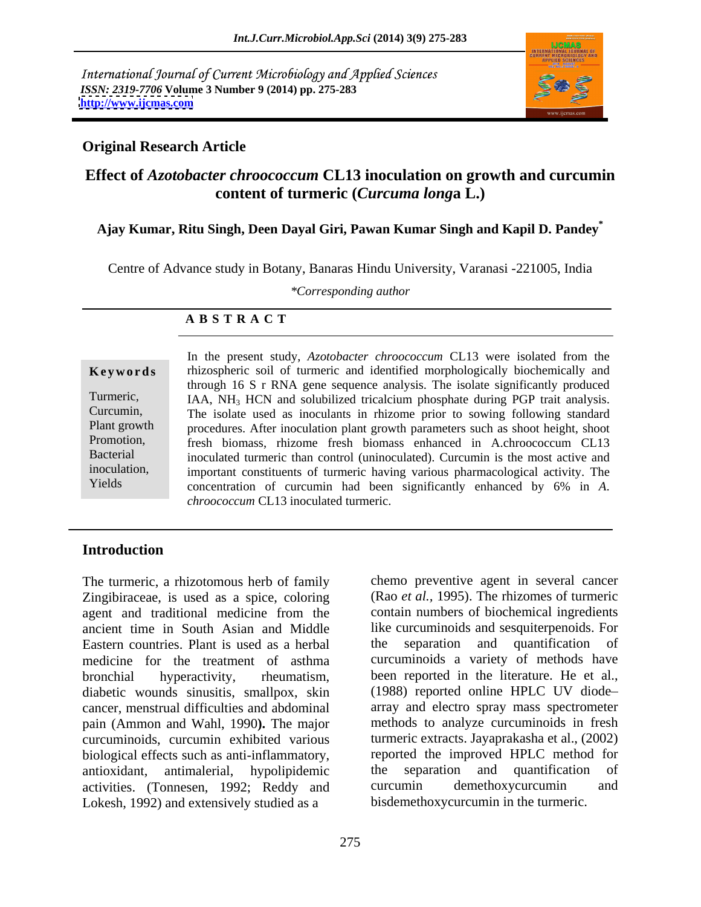International Journal of Current Microbiology and Applied Sciences
*ISSN: 2319-7706* **Volume 3 Number 9 (2014) pp. 275-283**
**http://www.ijcmas.com**

**Original Research Article**

# Effect of *Azotobacter chroococcum* CL13 inoculation on growth and curcumin content of turmeric (*Curcuma longa* L.)

**Ajay Kumar, Ritu Singh, Deen Dayal Giri, Pawan Kumar Singh and Kapil D. Pandey***

Centre of Advance study in Botany, Banaras Hindu University, Varanasi -221005, India

**Corresponding author*

## A B S T R A C T

**Keywords**

Turmeric, Curcumin, Plant growth Promotion, Bacterial inoculation, Yields

In the present study, *Azotobacter chroococcum* CL13 were isolated from the rhizospheric soil of turmeric and identified morphologically biochemically and through 16 S r RNA gene sequence analysis. The isolate significantly produced IAA, $NH_3$ HCN and solubilized tricalcium phosphate during PGP trait analysis. The isolate used as inoculants in rhizome prior to sowing following standard procedures. After inoculation plant growth parameters such as shoot height, shoot fresh biomass, rhizome fresh biomass enhanced in A.chroococcum CL13 inoculated turmeric than control (uninoculated). Curcumin is the most active and important constituents of turmeric having various pharmacological activity. The concentration of curcumin had been significantly enhanced by 6% in *A. chroococcum* CL13 inoculated turmeric.

## Introduction

The turmeric, a rhizotomous herb of family Zingibiraceae, is used as a spice, coloring agent and traditional medicine from the ancient time in South Asian and Middle Eastern countries. Plant is used as a herbal medicine for the treatment of asthma bronchial hyperactivity, rheumatism, diabetic wounds sinusitis, smallpox, skin cancer, menstrual difficulties and abdominal pain (Ammon and Wahl, 1990**).** The major curcuminoids, curcumin exhibited various biological effects such as anti-inflammatory, antioxidant, antimalerial, hypolipidemic activities. (Tonnesen, 1992; Reddy and Lokesh, 1992) and extensively studied as a chemo preventive agent in several cancer (Rao *et al.,* 1995). The rhizomes of turmeric contain numbers of biochemical ingredients like curcuminoids and sesquiterpenoids. For the separation and quantification of curcuminoids a variety of methods have been reported in the literature. He et al., (1988) reported online HPLC UV diode–array and electro spray mass spectrometer methods to analyze curcuminoids in fresh turmeric extracts. Jayaprakasha et al., (2002) reported the improved HPLC method for the separation and quantification of curcumin demethoxycurcumin and bisdemethoxycurcumin in the turmeric.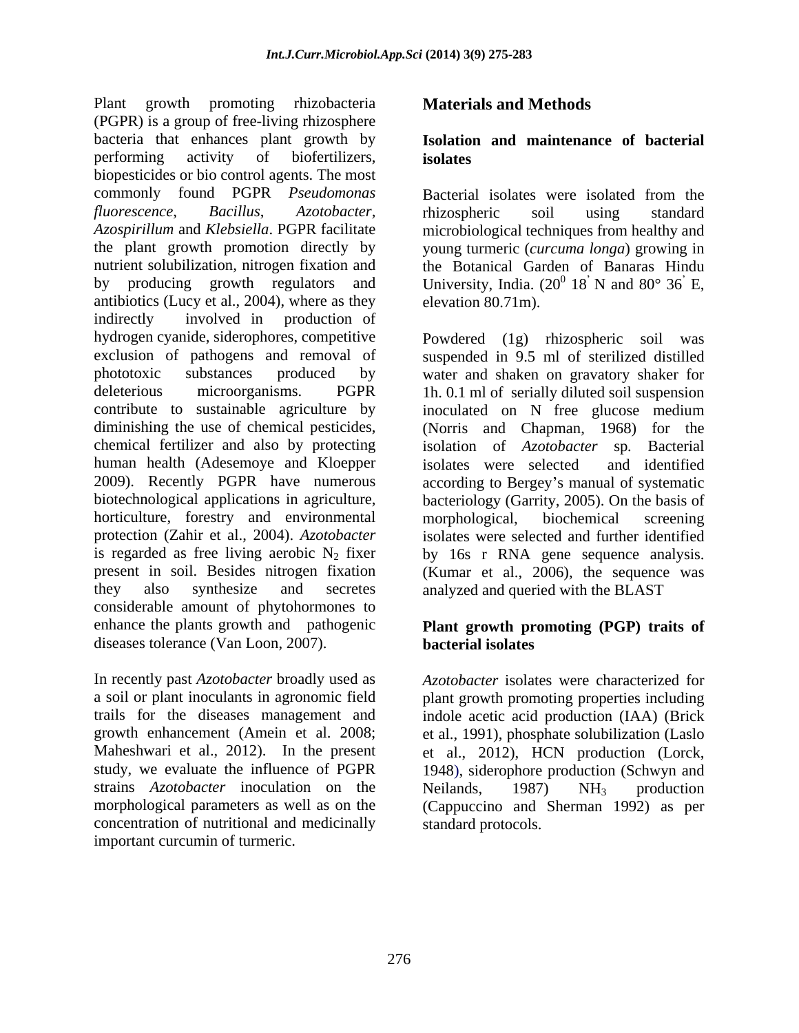Plant growth promoting rhizobacteria (PGPR) is a group of free-living rhizosphere bacteria that enhances plant growth by performing activity of biofertilizers, biopesticides or bio control agents. The most commonly found PGPR *Pseudomonas fluorescence*, *Bacillus*, *Azotobacter*, *Azospirillum* and *Klebsiella*. PGPR facilitate the plant growth promotion directly by nutrient solubilization, nitrogen fixation and by producing growth regulators and antibiotics (Lucy et al., 2004), where as they indirectly involved in production of hydrogen cyanide, siderophores, competitive exclusion of pathogens and removal of phototoxic substances produced by deleterious microorganisms. PGPR contribute to sustainable agriculture by diminishing the use of chemical pesticides, chemical fertilizer and also by protecting human health (Adesemoye and Kloepper 2009). Recently PGPR have numerous biotechnological applications in agriculture, horticulture, forestry and environmental protection (Zahir et al., 2004). *Azotobacter* is regarded as free living aerobic $N_2$ fixer present in soil. Besides nitrogen fixation they also synthesize and secretes considerable amount of phytohormones to enhance the plants growth and pathogenic diseases tolerance (Van Loon, 2007).

In recently past *Azotobacter* broadly used as a soil or plant inoculants in agronomic field trails for the diseases management and growth enhancement (Amein et al. 2008; Maheshwari et al., 2012). In the present study, we evaluate the influence of PGPR strains *Azotobacter* inoculation on the morphological parameters as well as on the concentration of nutritional and medicinally important curcumin of turmeric.

## Materials and Methods

### Isolation and maintenance of bacterial isolates

Bacterial isolates were isolated from the rhizospheric soil using standard microbiological techniques from healthy and young turmeric (*curcuma longa*) growing in the Botanical Garden of Banaras Hindu University, India. ($20^0$ 18' N and 80° 36' E, elevation 80.71m).

Powdered (1g) rhizospheric soil was suspended in 9.5 ml of sterilized distilled water and shaken on gravatory shaker for 1h. 0.1 ml of serially diluted soil suspension inoculated on N free glucose medium (Norris and Chapman, 1968) for the isolation of *Azotobacter* sp. Bacterial isolates were selected and identified according to Bergey's manual of systematic bacteriology (Garrity, 2005). On the basis of morphological, biochemical screening isolates were selected and further identified by 16s r RNA gene sequence analysis. (Kumar et al., 2006), the sequence was analyzed and queried with the BLAST

### Plant growth promoting (PGP) traits of bacterial isolates

*Azotobacter* isolates were characterized for plant growth promoting properties including indole acetic acid production (IAA) (Brick et al., 1991), phosphate solubilization (Laslo et al., 2012), HCN production (Lorck, 1948), siderophore production (Schwyn and Neilands, 1987) $NH_3$ production (Cappuccino and Sherman 1992) as per standard protocols.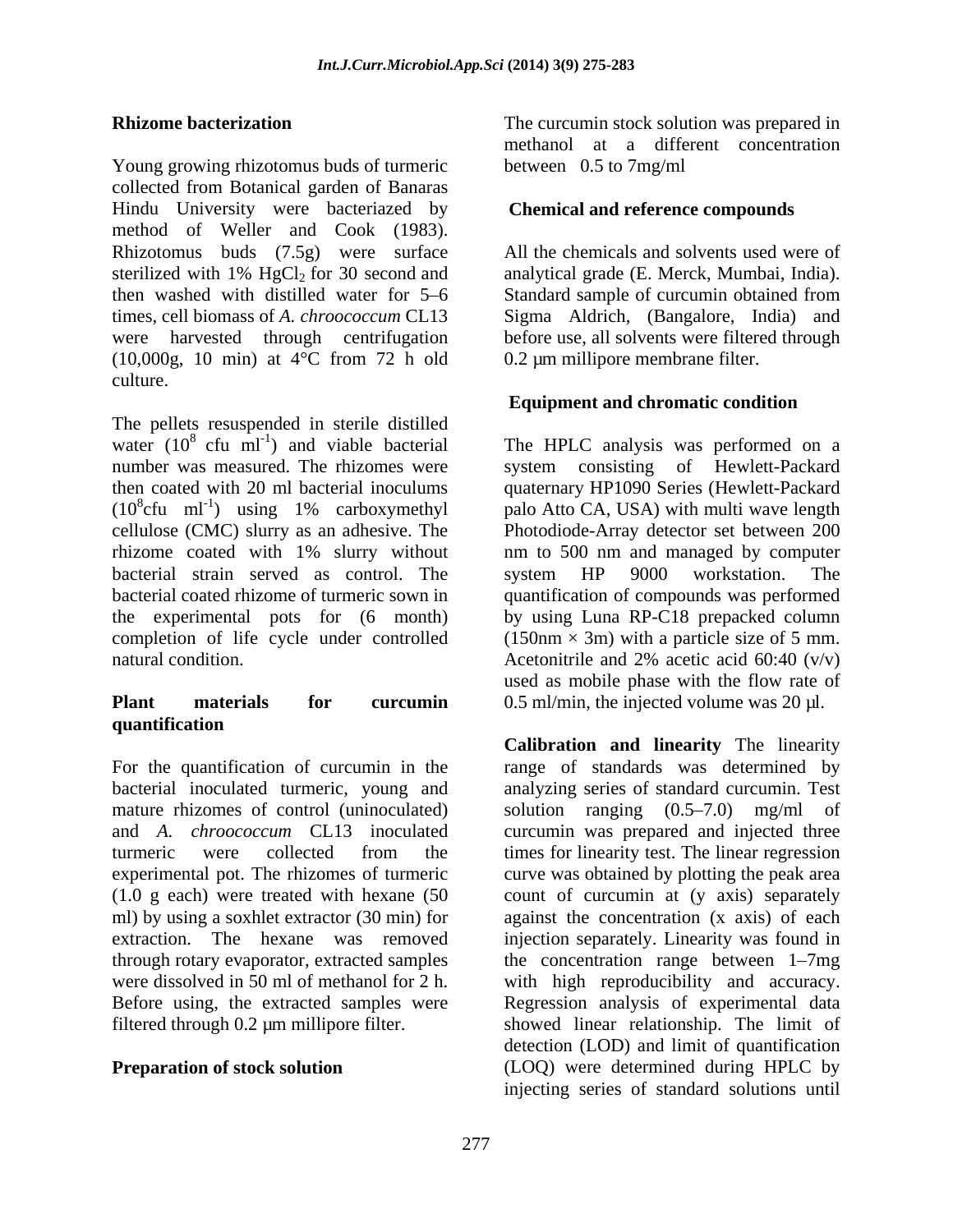### Rhizome bacterization

Young growing rhizotomus buds of turmeric collected from Botanical garden of Banaras Hindu University were bacteriazed by method of Weller and Cook (1983). Rhizotomus buds (7.5g) were surface sterilized with 1% $HgCl_2$ for 30 second and then washed with distilled water for 5–6 times, cell biomass of *A. chroococcum* CL13 were harvested through centrifugation (10,000g, 10 min) at 4°C from 72 h old culture.

The pellets resuspended in sterile distilled water ($10^8$ cfu $ml^{-1}$) and viable bacterial number was measured. The rhizomes were then coated with 20 ml bacterial inoculums ($10^8$cfu $ml^{-1}$) using 1% carboxymethyl cellulose (CMC) slurry as an adhesive. The rhizome coated with 1% slurry without bacterial strain served as control. The bacterial coated rhizome of turmeric sown in the experimental pots for (6 month) completion of life cycle under controlled natural condition.

### Plant materials for curcumin quantification

For the quantification of curcumin in the bacterial inoculated turmeric, young and mature rhizomes of control (uninoculated) and *A. chroococcum* CL13 inoculated turmeric were collected from the experimental pot. The rhizomes of turmeric (1.0 g each) were treated with hexane (50 ml) by using a soxhlet extractor (30 min) for extraction. The hexane was removed through rotary evaporator, extracted samples were dissolved in 50 ml of methanol for 2 h. Before using, the extracted samples were filtered through 0.2 µm millipore filter.

### Preparation of stock solution

The curcumin stock solution was prepared in methanol at a different concentration between 0.5 to 7mg/ml

### Chemical and reference compounds

All the chemicals and solvents used were of analytical grade (E. Merck, Mumbai, India). Standard sample of curcumin obtained from Sigma Aldrich, (Bangalore, India) and before use, all solvents were filtered through 0.2 µm millipore membrane filter.

### Equipment and chromatic condition

The HPLC analysis was performed on a system consisting of Hewlett-Packard quaternary HP1090 Series (Hewlett-Packard palo Atto CA, USA) with multi wave length Photodiode-Array detector set between 200 nm to 500 nm and managed by computer system HP 9000 workstation. The quantification of compounds was performed by using Luna RP-C18 prepacked column (150nm × 3m) with a particle size of 5 mm. Acetonitrile and 2% acetic acid 60:40 (v/v) used as mobile phase with the flow rate of 0.5 ml/min, the injected volume was 20 µl.

**Calibration and linearity** The linearity range of standards was determined by analyzing series of standard curcumin. Test solution ranging (0.5–7.0) mg/ml of curcumin was prepared and injected three times for linearity test. The linear regression curve was obtained by plotting the peak area count of curcumin at (y axis) separately against the concentration (x axis) of each injection separately. Linearity was found in the concentration range between 1–7mg with high reproducibility and accuracy. Regression analysis of experimental data showed linear relationship. The limit of detection (LOD) and limit of quantification (LOQ) were determined during HPLC by injecting series of standard solutions until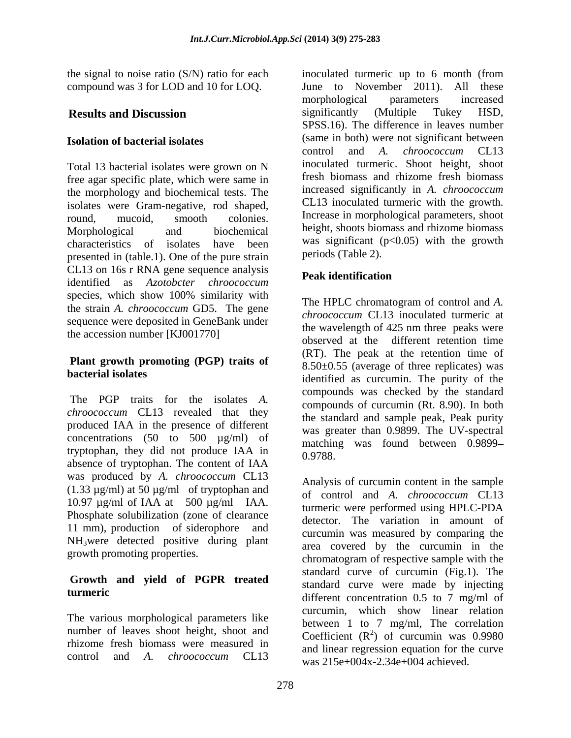the signal to noise ratio (S/N) ratio for each compound was 3 for LOD and 10 for LOQ.

## Results and Discussion

### Isolation of bacterial isolates

Total 13 bacterial isolates were grown on N free agar specific plate, which were same in the morphology and biochemical tests. The isolates were Gram-negative, rod shaped, round, mucoid, smooth colonies. Morphological and biochemical characteristics of isolates have been presented in (table.1). One of the pure strain CL13 on 16s r RNA gene sequence analysis identified as *Azotobcter chroococcum* species, which show 100% similarity with the strain *A. chroococcum* GD5. The gene sequence were deposited in GeneBank under the accession number [KJ001770]

### Plant growth promoting (PGP) traits of bacterial isolates

The PGP traits for the isolates *A. chroococcum* CL13 revealed that they produced IAA in the presence of different concentrations (50 to 500 µg/ml) of tryptophan, they did not produce IAA in absence of tryptophan. The content of IAA was produced by *A. chroococcum* CL13 (1.33 µg/ml) at 50 µg/ml of tryptophan and 10.97 µg/ml of IAA at 500 µg/ml IAA. Phosphate solubilization (zone of clearance 11 mm), production of siderophore and $NH_3$were detected positive during plant growth promoting properties.

### Growth and yield of PGPR treated turmeric

The various morphological parameters like number of leaves shoot height, shoot and rhizome fresh biomass were measured in control and *A. chroococcum* CL13 inoculated turmeric up to 6 month (from June to November 2011). All these morphological parameters increased significantly (Multiple Tukey HSD, SPSS.16). The difference in leaves number (same in both) were not significant between control and *A. chroococcum* CL13 inoculated turmeric. Shoot height, shoot fresh biomass and rhizome fresh biomass increased significantly in *A. chroococcum* CL13 inoculated turmeric with the growth. Increase in morphological parameters, shoot height, shoots biomass and rhizome biomass was significant ($p<0.05$) with the growth periods (Table 2).

### Peak identification

The HPLC chromatogram of control and *A. chroococcum* CL13 inoculated turmeric at the wavelength of 425 nm three peaks were observed at the different retention time (RT). The peak at the retention time of 8.50±0.55 (average of three replicates) was identified as curcumin. The purity of the compounds was checked by the standard compounds of curcumin (Rt. 8.90). In both the standard and sample peak, Peak purity was greater than 0.9899. The UV-spectral matching was found between 0.9899– 0.9788.

Analysis of curcumin content in the sample of control and *A. chroococcum* CL13 turmeric were performed using HPLC-PDA detector. The variation in amount of curcumin was measured by comparing the area covered by the curcumin in the chromatogram of respective sample with the standard curve of curcumin (Fig.1). The standard curve were made by injecting different concentration 0.5 to 7 mg/ml of curcumin, which show linear relation between 1 to 7 mg/ml, The correlation Coefficient ($R^2$) of curcumin was 0.9980 and linear regression equation for the curve was 215e+004x-2.34e+004 achieved.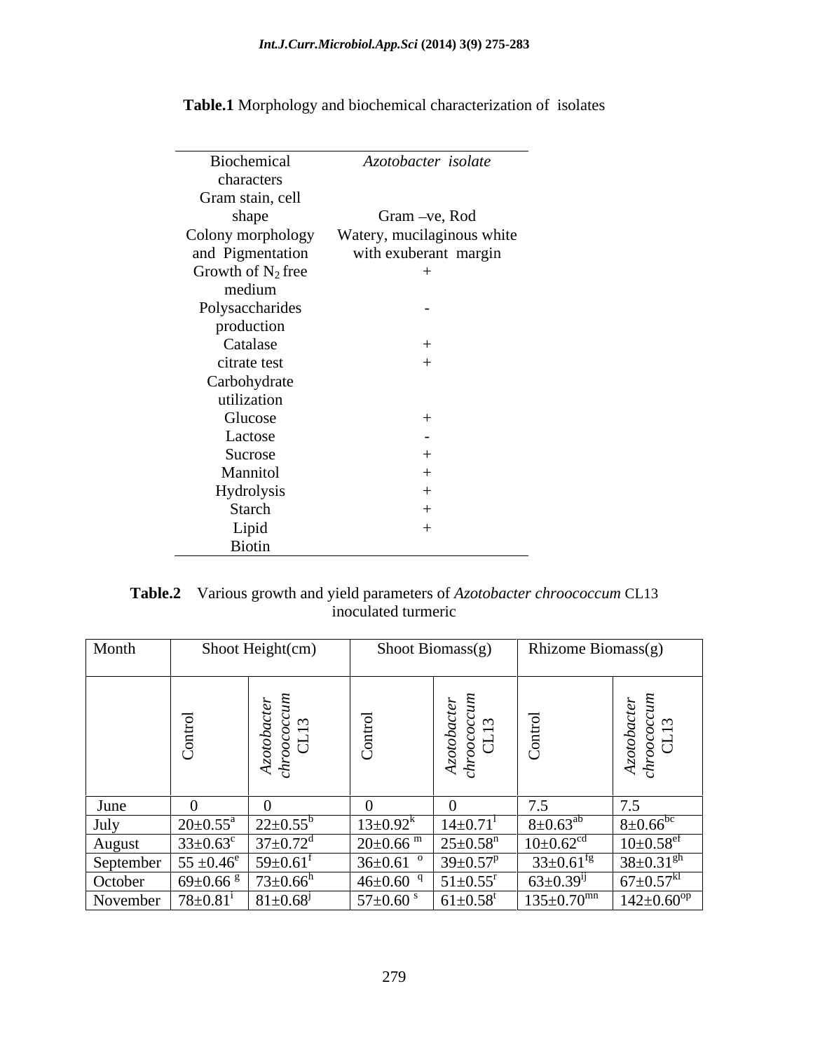**Table.1** Morphology and biochemical characterization of isolates

| Biochemical characters | *Azotobacter isolate* |
|---|---|
| Gram stain, cell shape | Gram –ve, Rod |
| Colony morphology and Pigmentation | Watery, mucilaginous white with exuberant margin |
| Growth of $N_2$ free medium | + |
| Polysaccharides production | - |
| Catalase | + |
| citrate test | + |
| Carbohydrate utilization | |
| Glucose | + |
| Lactose | - |
| Sucrose | + |
| Mannitol | + |
| Hydrolysis | + |
| Starch | + |
| Lipid | + |
| Biotin | |

**Table.2** Various growth and yield parameters of *Azotobacter chroococcum* CL13 inoculated turmeric

| Month | Shoot Height(cm) | | Shoot Biomass(g) | | Rhizome Biomass(g) | |
|---|---|---|---|---|---|---|
| | Control | *Azotobacter chroococcum* CL13 | Control | *Azotobacter chroococcum* CL13 | Control | *Azotobacter chroococcum* CL13 |
| June | 0 | 0 | 0 | 0 | 7.5 | 7.5 |
| July | 20±0.55$^{a}$ | 22±0.55$^{b}$ | 13±0.92$^{k}$ | 14±0.71$^{l}$ | 8±0.63$^{ab}$ | 8±0.66$^{bc}$ |
| August | 33±0.63$^{c}$ | 37±0.72$^{d}$ | 20±0.66$^{m}$ | 25±0.58$^{n}$ | 10±0.62$^{cd}$ | 10±0.58$^{ef}$ |
| September | 55 ±0.46$^{e}$ | 59±0.61$^{f}$ | 36±0.61$^{o}$ | 39±0.57$^{p}$ | 33±0.61$^{fg}$ | 38±0.31$^{gh}$ |
| October | 69±0.66$^{g}$ | 73±0.66$^{h}$ | 46±0.60$^{q}$ | 51±0.55$^{r}$ | 63±0.39$^{ij}$ | 67±0.57$^{kl}$ |
| November | 78±0.81$^{i}$ | 81±0.68$^{j}$ | 57±0.60$^{s}$ | 61±0.58$^{t}$ | 135±0.70$^{mn}$ | 142±0.60$^{op}$ |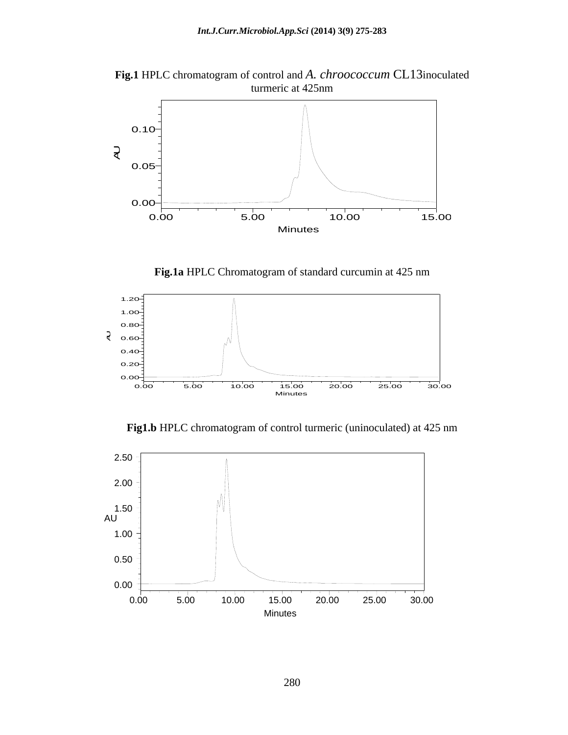**Fig.1** HPLC chromatogram of control and *A. chroococcum* CL13inoculated turmeric at 425nm

**Fig.1a** HPLC Chromatogram of standard curcumin at 425 nm

**Fig1.b** HPLC chromatogram of control turmeric (uninoculated) at 425 nm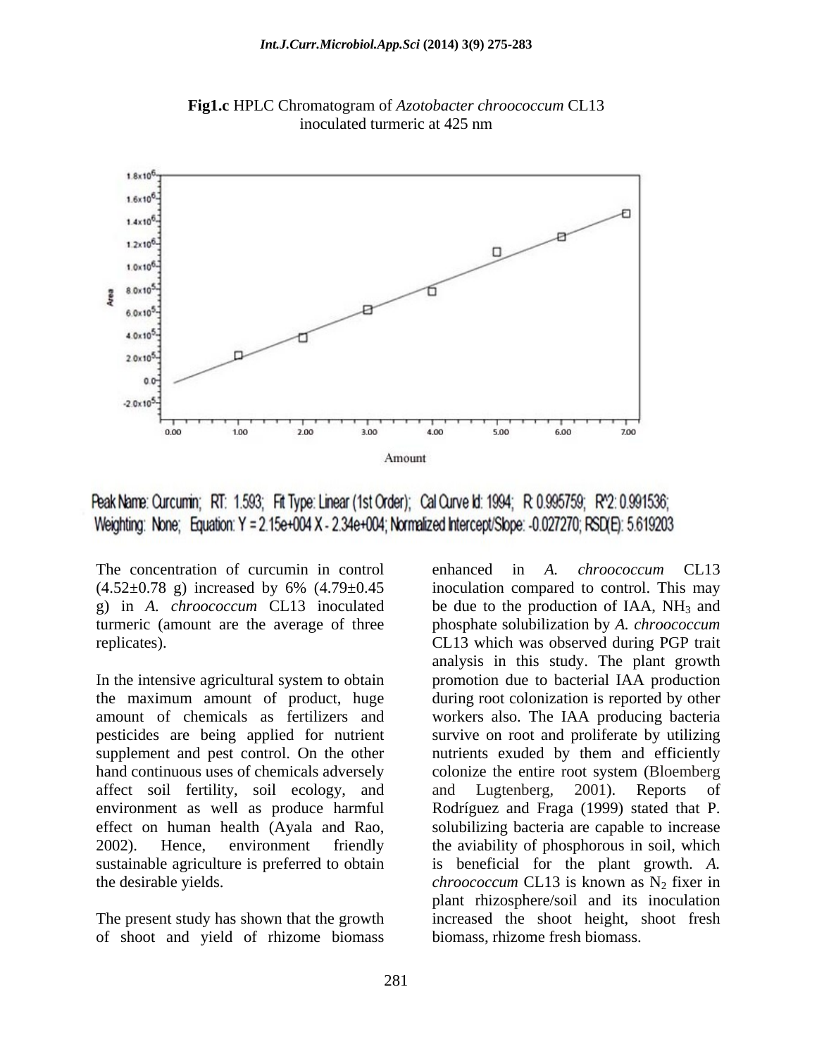**Fig1.c** HPLC Chromatogram of *Azotobacter chroococcum* CL13 inoculated turmeric at 425 nm

Peak Name: Curcumin; RT: 1.593; Fit Type: Linear (1st Order); Cal Curve Id: 1994; R 0.995759; R^2: 0.991536; Weighting: None; Equation: Y = 2.15e+004 X - 2.34e+004; Normalized Intercept/Slope: -0.027270; RSD(E): 5.619203

The concentration of curcumin in control (4.52±0.78 g) increased by 6% (4.79±0.45 g) in *A. chroococcum* CL13 inoculated turmeric (amount are the average of three replicates).

In the intensive agricultural system to obtain the maximum amount of product, huge amount of chemicals as fertilizers and pesticides are being applied for nutrient supplement and pest control. On the other hand continuous uses of chemicals adversely affect soil fertility, soil ecology, and environment as well as produce harmful effect on human health (Ayala and Rao, 2002). Hence, environment friendly sustainable agriculture is preferred to obtain the desirable yields.

The present study has shown that the growth of shoot and yield of rhizome biomass enhanced in *A. chroococcum* CL13 inoculation compared to control. This may be due to the production of IAA, $NH_3$ and phosphate solubilization by *A. chroococcum* CL13 which was observed during PGP trait analysis in this study. The plant growth promotion due to bacterial IAA production during root colonization is reported by other workers also. The IAA producing bacteria survive on root and proliferate by utilizing nutrients exuded by them and efficiently colonize the entire root system (Bloemberg and Lugtenberg, 2001). Reports of Rodríguez and Fraga (1999) stated that P. solubilizing bacteria are capable to increase the aviability of phosphorous in soil, which is beneficial for the plant growth. *A. chroococcum* CL13 is known as $N_2$ fixer in plant rhizosphere/soil and its inoculation increased the shoot height, shoot fresh biomass, rhizome fresh biomass.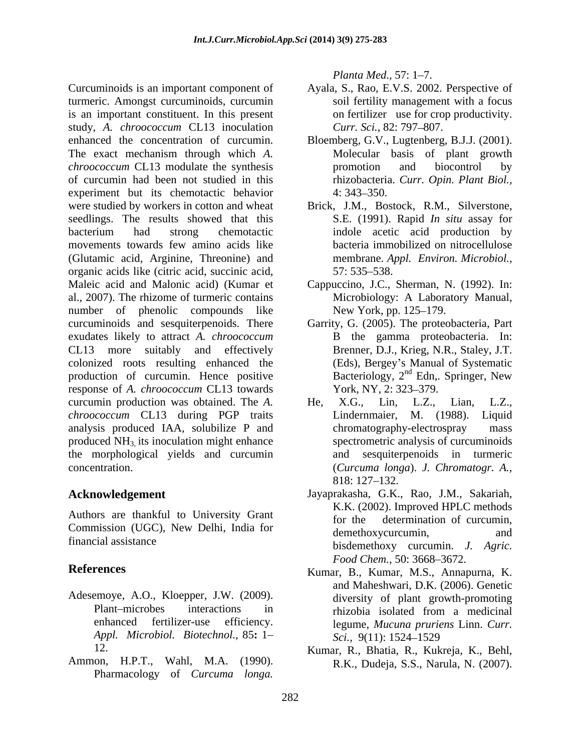Curcuminoids is an important component of turmeric. Amongst curcuminoids, curcumin is an important constituent. In this present study, *A. chroococcum* CL13 inoculation enhanced the concentration of curcumin. The exact mechanism through which *A. chroococcum* CL13 modulate the synthesis of curcumin had been not studied in this experiment but its chemotactic behavior were studied by workers in cotton and wheat seedlings. The results showed that this bacterium had strong chemotactic movements towards few amino acids like (Glutamic acid, Arginine, Threonine) and organic acids like (citric acid, succinic acid, Maleic acid and Malonic acid) (Kumar et al., 2007). The rhizome of turmeric contains number of phenolic compounds like curcuminoids and sesquiterpenoids. There exudates likely to attract *A. chroococcum* CL13 more suitably and effectively colonized roots resulting enhanced the production of curcumin. Hence positive response of *A. chroococcum* CL13 towards curcumin production was obtained. The *A. chroococcum* CL13 during PGP traits analysis produced IAA, solubilize P and produced $NH_3$, its inoculation might enhance the morphological yields and curcumin concentration.

## Acknowledgement

Authors are thankful to University Grant Commission (UGC), New Delhi, India for financial assistance

## References

Adesemoye, A.O., Kloepper, J.W. (2009). Plant–microbes interactions in enhanced fertilizer-use efficiency. *Appl. Microbiol. Biotechnol.,* 85**:** 1–12.

Ammon, H.P.T., Wahl, M.A. (1990). Pharmacology of *Curcuma longa. Planta Med.,* 57: 1–7.

Ayala, S., Rao, E.V.S. 2002. Perspective of soil fertility management with a focus on fertilizer use for crop productivity. *Curr. Sci.,* 82: 797–807.

Bloemberg, G.V., Lugtenberg, B.J.J. (2001). Molecular basis of plant growth promotion and biocontrol by rhizobacteria. *Curr. Opin. Plant Biol.,* 4: 343–350.

Brick, J.M., Bostock, R.M., Silverstone, S.E. (1991). Rapid *In situ* assay for indole acetic acid production by bacteria immobilized on nitrocellulose membrane. *Appl. Environ. Microbiol.,* 57: 535–538.

Cappuccino, J.C., Sherman, N. (1992). In: Microbiology: A Laboratory Manual, New York, pp. 125–179.

Garrity, G. (2005). The proteobacteria, Part B the gamma proteobacteria. In: Brenner, D.J., Krieg, N.R., Staley, J.T. (Eds), Bergey's Manual of Systematic Bacteriology, 2nd Edn,. Springer, New York, NY, 2: 323–379.

He, X.G., Lin, L.Z., Lian, L.Z., Lindernmaier, M. (1988). Liquid chromatography-electrospray mass spectrometric analysis of curcuminoids and sesquiterpenoids in turmeric (*Curcuma longa*). *J. Chromatogr. A.,* 818: 127–132.

Jayaprakasha, G.K., Rao, J.M., Sakariah, K.K. (2002). Improved HPLC methods for the determination of curcumin, demethoxycurcumin, and bisdemethoxy curcumin. *J. Agric. Food Chem.,* 50: 3668–3672.

Kumar, B., Kumar, M.S., Annapurna, K. and Maheshwari, D.K. (2006). Genetic diversity of plant growth-promoting rhizobia isolated from a medicinal legume, *Mucuna pruriens* Linn. *Curr. Sci.,* 9(11): 1524–1529

Kumar, R., Bhatia, R., Kukreja, K., Behl, R.K., Dudeja, S.S., Narula, N. (2007).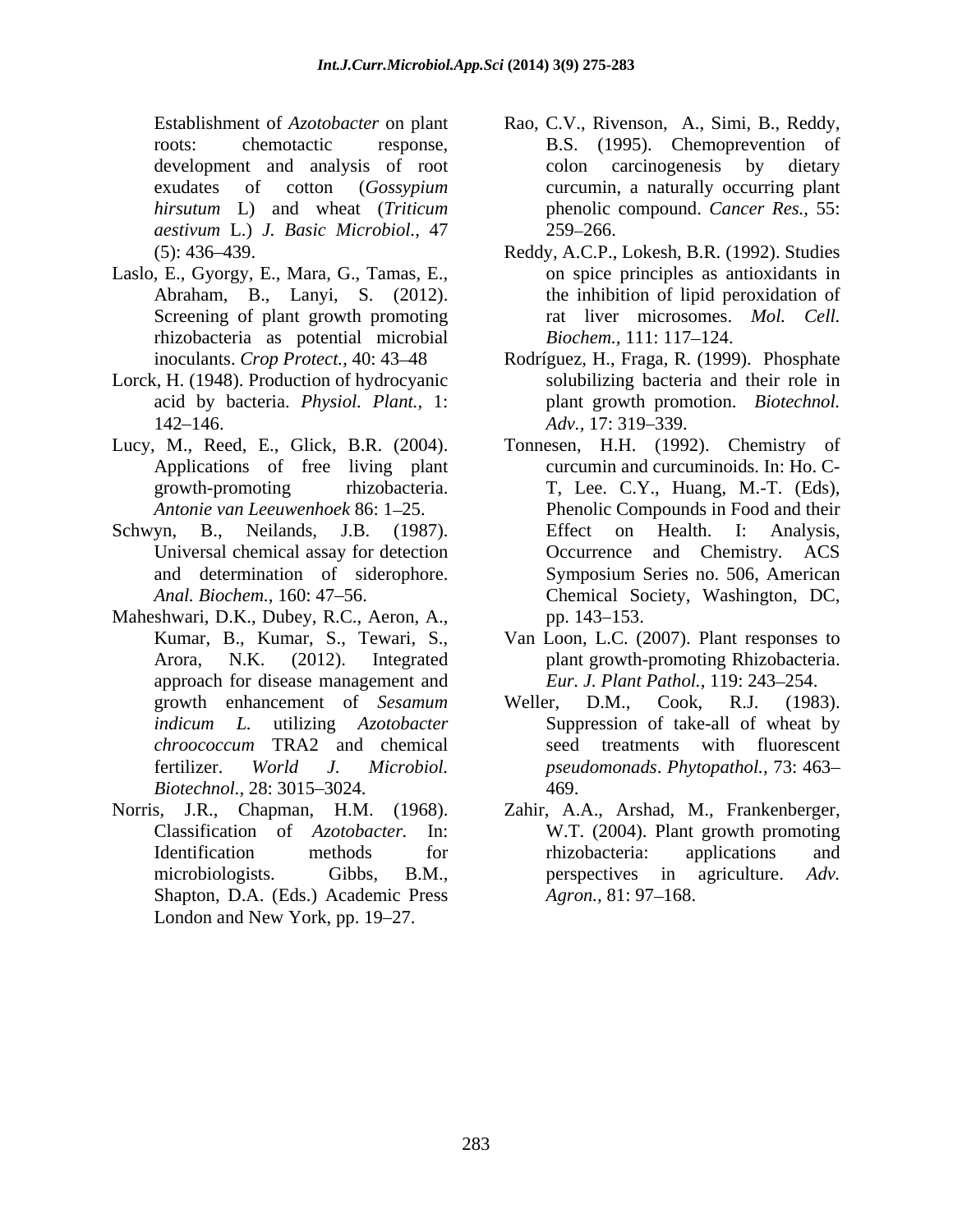Establishment of *Azotobacter* on plant roots: chemotactic response, development and analysis of root exudates of cotton (*Gossypium hirsutum* L) and wheat (*Triticum aestivum* L.) *J. Basic Microbiol.,* 47 (5): 436–439.

Laslo, E., Gyorgy, E., Mara, G., Tamas, E., Abraham, B., Lanyi, S. (2012). Screening of plant growth promoting rhizobacteria as potential microbial inoculants. *Crop Protect.,* 40: 43–48

Lorck, H. (1948). Production of hydrocyanic acid by bacteria. *Physiol. Plant.,* 1: 142–146.

Lucy, M., Reed, E., Glick, B.R. (2004). Applications of free living plant growth-promoting rhizobacteria. *Antonie van Leeuwenhoek* 86: 1–25.

Schwyn, B., Neilands, J.B. (1987). Universal chemical assay for detection and determination of siderophore. *Anal. Biochem.,* 160: 47–56.

Maheshwari, D.K., Dubey, R.C., Aeron, A., Kumar, B., Kumar, S., Tewari, S., Arora, N.K. (2012). Integrated approach for disease management and growth enhancement of *Sesamum indicum L.* utilizing *Azotobacter chroococcum* TRA2 and chemical fertilizer. *World J. Microbiol. Biotechnol.,* 28: 3015–3024.

Norris, J.R., Chapman, H.M. (1968). Classification of *Azotobacter.* In: Identification methods for microbiologists. Gibbs, B.M., Shapton, D.A. (Eds.) Academic Press London and New York, pp. 19–27.

Rao, C.V., Rivenson, A., Simi, B., Reddy, B.S. (1995). Chemoprevention of colon carcinogenesis by dietary curcumin, a naturally occurring plant phenolic compound. *Cancer Res.,* 55: 259–266.

Reddy, A.C.P., Lokesh, B.R. (1992). Studies on spice principles as antioxidants in the inhibition of lipid peroxidation of rat liver microsomes. *Mol. Cell. Biochem.,* 111: 117–124.

Rodríguez, H., Fraga, R. (1999). Phosphate solubilizing bacteria and their role in plant growth promotion. *Biotechnol. Adv.,* 17: 319–339.

Tonnesen, H.H. (1992). Chemistry of curcumin and curcuminoids. In: Ho. C-T, Lee. C.Y., Huang, M.-T. (Eds), Phenolic Compounds in Food and their Effect on Health. I: Analysis, Occurrence and Chemistry. ACS Symposium Series no. 506, American Chemical Society, Washington, DC, pp. 143–153.

Van Loon, L.C. (2007). Plant responses to plant growth-promoting Rhizobacteria. *Eur. J. Plant Pathol.,* 119: 243–254.

Weller, D.M., Cook, R.J. (1983). Suppression of take-all of wheat by seed treatments with fluorescent *pseudomonads*. *Phytopathol.,* 73: 463–469.

Zahir, A.A., Arshad, M., Frankenberger, W.T. (2004). Plant growth promoting rhizobacteria: applications and perspectives in agriculture. *Adv. Agron.,* 81: 97–168.